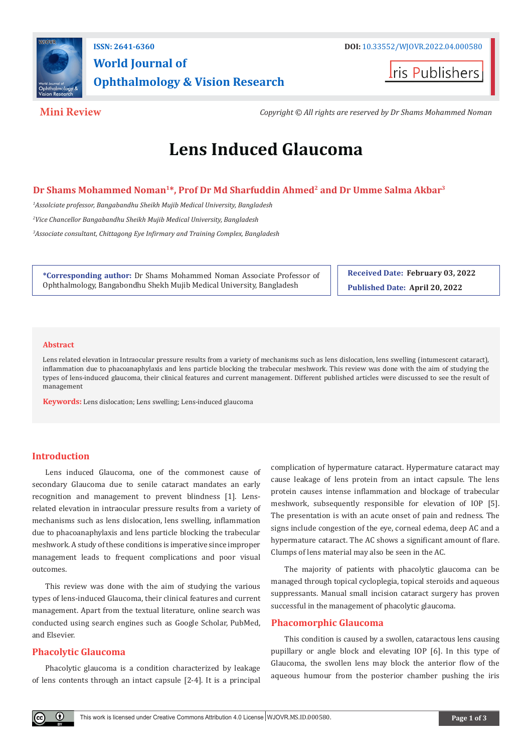ISSN: 2641-6360

DOI: 10.33552/WJOVR.2022.04.000580

# World Journal of Ophthalmology & Vision Research

**Mini Review**

*Copyright © All rights are reserved by Dr Shams Mohammed Noman*

# Lens Induced Glaucoma

**Dr Shams Mohammed Noman[1]*, Prof Dr Md Sharfuddin Ahmed[2] and Dr Umme Salma Akbar[3]**

[1]*Assolciate professor, Bangabandhu Sheikh Mujib Medical University, Bangladesh*

[2]*Vice Chancellor Bangabandhu Sheikh Mujib Medical University, Bangladesh*

[3]*Associate consultant, Chittagong Eye Infirmary and Training Complex, Bangladesh*

**\*Corresponding author:** Dr Shams Mohammed Noman Associate Professor of Ophthalmology, Bangabondhu Shekh Mujib Medical University, Bangladesh

**Received Date: February 03, 2022**

**Published Date: April 20, 2022**

## Abstract

Lens related elevation in Intraocular pressure results from a variety of mechanisms such as lens dislocation, lens swelling (intumescent cataract), inflammation due to phacoanaphylaxis and lens particle blocking the trabecular meshwork. This review was done with the aim of studying the types of lens-induced glaucoma, their clinical features and current management. Different published articles were discussed to see the result of management

**Keywords:** Lens dislocation; Lens swelling; Lens-induced glaucoma

## Introduction

Lens induced Glaucoma, one of the commonest cause of secondary Glaucoma due to senile cataract mandates an early recognition and management to prevent blindness [1]. Lens-related elevation in intraocular pressure results from a variety of mechanisms such as lens dislocation, lens swelling, inflammation due to phacoanaphylaxis and lens particle blocking the trabecular meshwork. A study of these conditions is imperative since improper management leads to frequent complications and poor visual outcomes.

This review was done with the aim of studying the various types of lens-induced Glaucoma, their clinical features and current management. Apart from the textual literature, online search was conducted using search engines such as Google Scholar, PubMed, and Elsevier.

## Phacolytic Glaucoma

Phacolytic glaucoma is a condition characterized by leakage of lens contents through an intact capsule [2-4]. It is a principal complication of hypermature cataract. Hypermature cataract may cause leakage of lens protein from an intact capsule. The lens protein causes intense inflammation and blockage of trabecular meshwork, subsequently responsible for elevation of IOP [5]. The presentation is with an acute onset of pain and redness. The signs include congestion of the eye, corneal edema, deep AC and a hypermature cataract. The AC shows a significant amount of flare. Clumps of lens material may also be seen in the AC.

The majority of patients with phacolytic glaucoma can be managed through topical cycloplegia, topical steroids and aqueous suppressants. Manual small incision cataract surgery has proven successful in the management of phacolytic glaucoma.

## Phacomorphic Glaucoma

This condition is caused by a swollen, cataractous lens causing pupillary or angle block and elevating IOP [6]. In this type of Glaucoma, the swollen lens may block the anterior flow of the aqueous humour from the posterior chamber pushing the iris

This work is licensed under Creative Commons Attribution 4.0 License WJOVR.MS.ID.000580.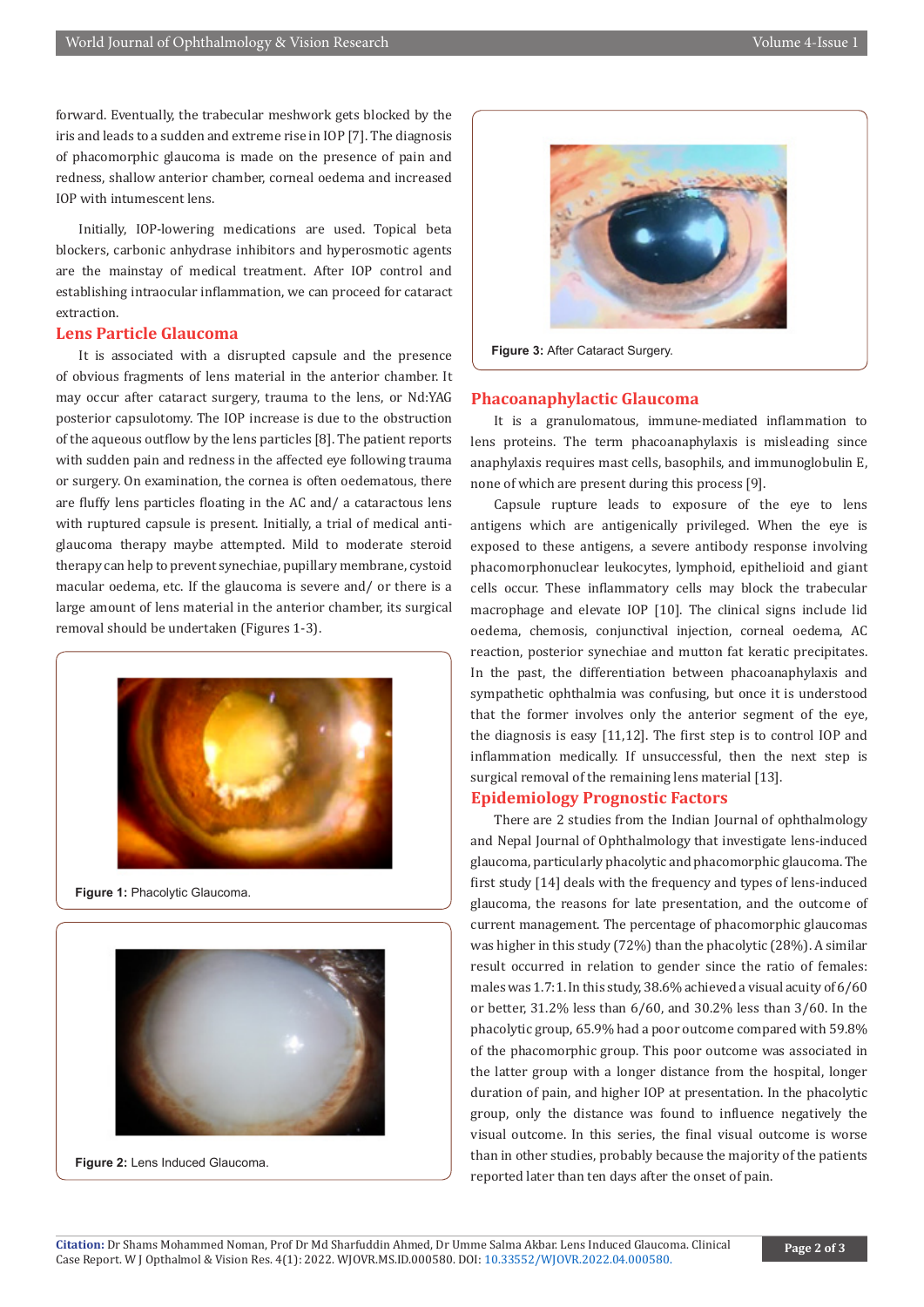forward. Eventually, the trabecular meshwork gets blocked by the iris and leads to a sudden and extreme rise in IOP [7]. The diagnosis of phacomorphic glaucoma is made on the presence of pain and redness, shallow anterior chamber, corneal oedema and increased IOP with intumescent lens.

Initially, IOP-lowering medications are used. Topical beta blockers, carbonic anhydrase inhibitors and hyperosmotic agents are the mainstay of medical treatment. After IOP control and establishing intraocular inflammation, we can proceed for cataract extraction.

## Lens Particle Glaucoma

It is associated with a disrupted capsule and the presence of obvious fragments of lens material in the anterior chamber. It may occur after cataract surgery, trauma to the lens, or Nd:YAG posterior capsulotomy. The IOP increase is due to the obstruction of the aqueous outflow by the lens particles [8]. The patient reports with sudden pain and redness in the affected eye following trauma or surgery. On examination, the cornea is often oedematous, there are fluffy lens particles floating in the AC and/ a cataractous lens with ruptured capsule is present. Initially, a trial of medical anti-glaucoma therapy maybe attempted. Mild to moderate steroid therapy can help to prevent synechiae, pupillary membrane, cystoid macular oedema, etc. If the glaucoma is severe and/ or there is a large amount of lens material in the anterior chamber, its surgical removal should be undertaken (Figures 1-3).

**Figure 1:** Phacolytic Glaucoma.

**Figure 2:** Lens Induced Glaucoma.

**Figure 3:** After Cataract Surgery.

## Phacoanaphylactic Glaucoma

It is a granulomatous, immune-mediated inflammation to lens proteins. The term phacoanaphylaxis is misleading since anaphylaxis requires mast cells, basophils, and immunoglobulin E, none of which are present during this process [9].

Capsule rupture leads to exposure of the eye to lens antigens which are antigenically privileged. When the eye is exposed to these antigens, a severe antibody response involving phacomorphonuclear leukocytes, lymphoid, epithelioid and giant cells occur. These inflammatory cells may block the trabecular macrophage and elevate IOP [10]. The clinical signs include lid oedema, chemosis, conjunctival injection, corneal oedema, AC reaction, posterior synechiae and mutton fat keratic precipitates. In the past, the differentiation between phacoanaphylaxis and sympathetic ophthalmia was confusing, but once it is understood that the former involves only the anterior segment of the eye, the diagnosis is easy [11,12]. The first step is to control IOP and inflammation medically. If unsuccessful, then the next step is surgical removal of the remaining lens material [13].

## Epidemiology Prognostic Factors

There are 2 studies from the Indian Journal of ophthalmology and Nepal Journal of Ophthalmology that investigate lens-induced glaucoma, particularly phacolytic and phacomorphic glaucoma. The first study [14] deals with the frequency and types of lens-induced glaucoma, the reasons for late presentation, and the outcome of current management. The percentage of phacomorphic glaucomas was higher in this study (72%) than the phacolytic (28%). A similar result occurred in relation to gender since the ratio of females: males was 1.7:1. In this study, 38.6% achieved a visual acuity of 6/60 or better, 31.2% less than 6/60, and 30.2% less than 3/60. In the phacolytic group, 65.9% had a poor outcome compared with 59.8% of the phacomorphic group. This poor outcome was associated in the latter group with a longer distance from the hospital, longer duration of pain, and higher IOP at presentation. In the phacolytic group, only the distance was found to influence negatively the visual outcome. In this series, the final visual outcome is worse than in other studies, probably because the majority of the patients reported later than ten days after the onset of pain.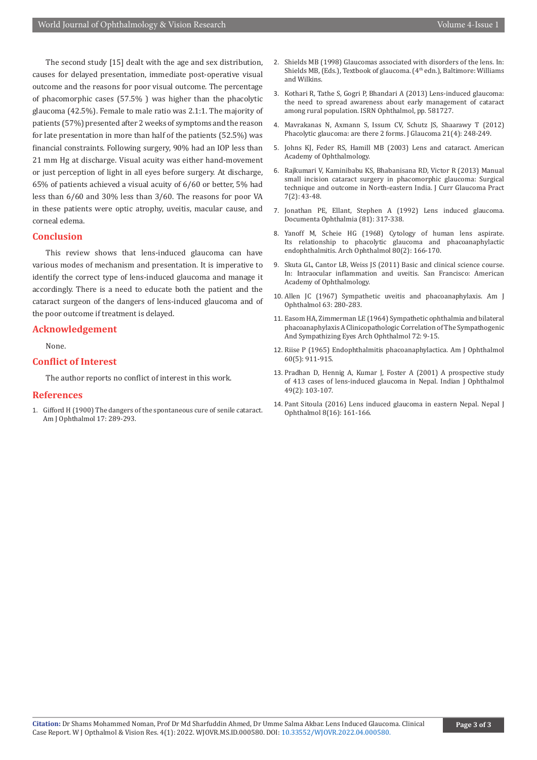The second study [15] dealt with the age and sex distribution, causes for delayed presentation, immediate post-operative visual outcome and the reasons for poor visual outcome. The percentage of phacomorphic cases (57.5% ) was higher than the phacolytic glaucoma (42.5%). Female to male ratio was 2.1:1. The majority of patients (57%) presented after 2 weeks of symptoms and the reason for late presentation in more than half of the patients (52.5%) was financial constraints. Following surgery, 90% had an IOP less than 21 mm Hg at discharge. Visual acuity was either hand-movement or just perception of light in all eyes before surgery. At discharge, 65% of patients achieved a visual acuity of 6/60 or better, 5% had less than 6/60 and 30% less than 3/60. The reasons for poor VA in these patients were optic atrophy, uveitis, macular cause, and corneal edema.

## Conclusion

This review shows that lens-induced glaucoma can have various modes of mechanism and presentation. It is imperative to identify the correct type of lens-induced glaucoma and manage it accordingly. There is a need to educate both the patient and the cataract surgeon of the dangers of lens-induced glaucoma and of the poor outcome if treatment is delayed.

## Acknowledgement

None.

## Conflict of Interest

The author reports no conflict of interest in this work.

## References

1. Gifford H (1900) The dangers of the spontaneous cure of senile cataract. Am J Ophthalmol 17: 289-293.
2. Shields MB (1998) Glaucomas associated with disorders of the lens. In: Shields MB, (Eds.), Textbook of glaucoma. (4th edn.), Baltimore: Williams and Wilkins.
3. Kothari R, Tathe S, Gogri P, Bhandari A (2013) Lens-induced glaucoma: the need to spread awareness about early management of cataract among rural population. ISRN Ophthalmol, pp. 581727.
4. Mavrakanas N, Axmann S, Issum CV, Schutz JS, Shaarawy T (2012) Phacolytic glaucoma: are there 2 forms. J Glaucoma 21(4): 248-249.
5. Johns KJ, Feder RS, Hamill MB (2003) Lens and cataract. American Academy of Ophthalmology.
6. Rajkumari V, Kaminibabu KS, Bhabanisana RD, Victor R (2013) Manual small incision cataract surgery in phacomorphic glaucoma: Surgical technique and outcome in North-eastern India. J Curr Glaucoma Pract 7(2): 43-48.
7. Jonathan PE, Ellant, Stephen A (1992) Lens induced glaucoma. Documenta Ophthalmia (81): 317-338.
8. Yanoff M, Scheie HG (1968) Cytology of human lens aspirate. Its relationship to phacolytic glaucoma and phacoanaphylactic endophthalmitis. Arch Ophthalmol 80(2): 166-170.
9. Skuta GL, Cantor LB, Weiss JS (2011) Basic and clinical science course. In: Intraocular inflammation and uveitis. San Francisco: American Academy of Ophthalmology.
10. Allen JC (1967) Sympathetic uveitis and phacoanaphylaxis. Am J Ophthalmol 63: 280-283.
11. Easom HA, Zimmerman LE (1964) Sympathetic ophthalmia and bilateral phacoanaphylaxis A Clinicopathologic Correlation of The Sympathogenic And Sympathizing Eyes Arch Ophthalmol 72: 9-15.
12. Riise P (1965) Endophthalmitis phacoanaphylactica. Am J Ophthalmol 60(5): 911-915.
13. Pradhan D, Hennig A, Kumar J, Foster A (2001) A prospective study of 413 cases of lens-induced glaucoma in Nepal. Indian J Ophthalmol 49(2): 103-107.
14. Pant Sitoula (2016) Lens induced glaucoma in eastern Nepal. Nepal J Ophthalmol 8(16): 161-166.